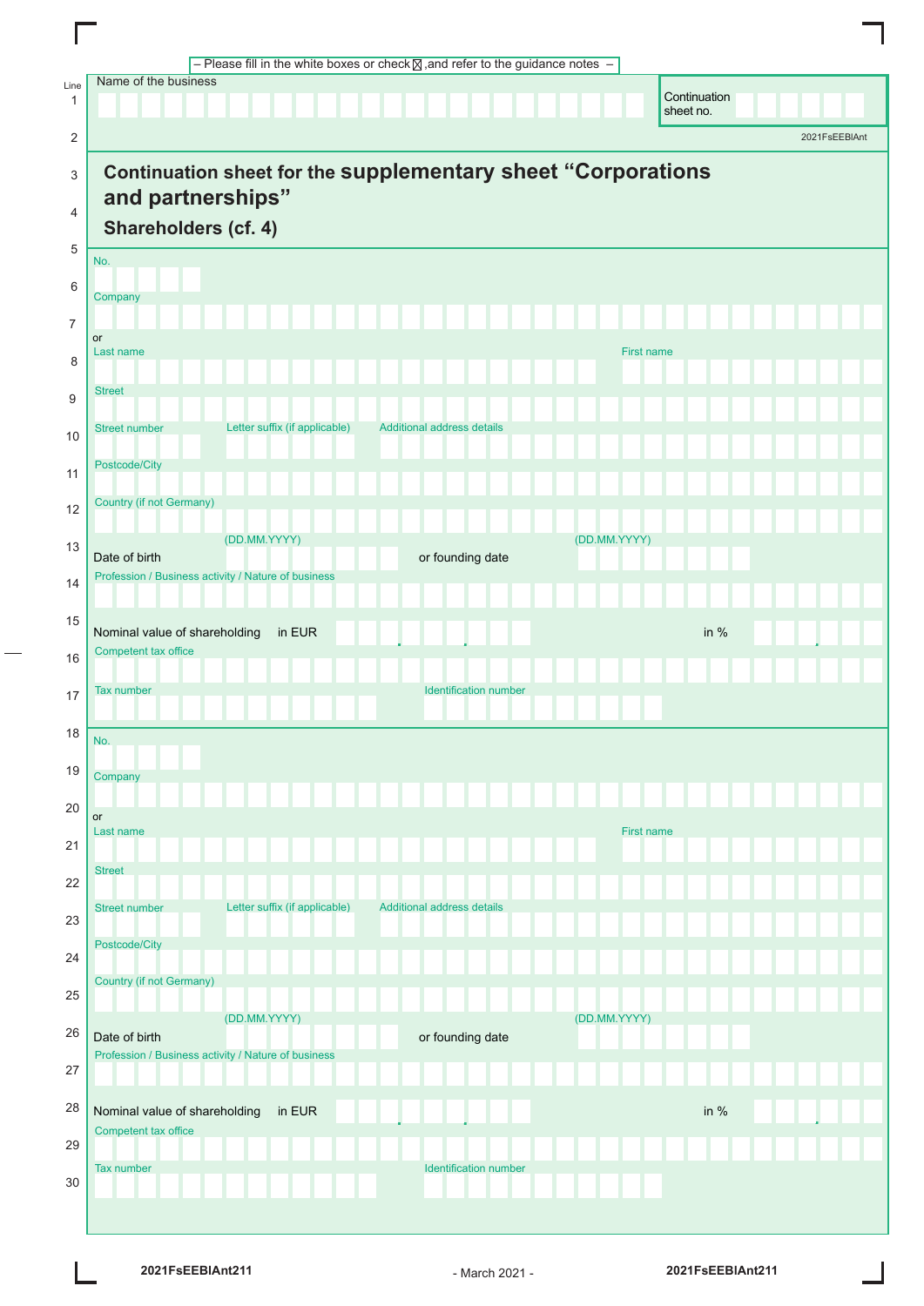– Please fill in the white boxes or check ☒ ,and refer to the guidance notes –

| Line | |
|---|---|
| 1 | Name of the business | Continuation sheet no. |
| 2 | 2021FsEEBlAnt |

# Continuation sheet for the supplementary sheet “Corporations and partnerships”

## Shareholders (cf. 4)

| Line | |
|---|---|
| 5–6 | No. |
| 6–7 | Company |
| 7–8 | or Last name / First name |
| 9 | Street |
| 10 | Street number / Letter suffix (if applicable) / Additional address details |
| 11 | Postcode/City |
| 12 | Country (if not Germany) |
| 13 | Date of birth (DD.MM.YYYY) / or founding date (DD.MM.YYYY) |
| 14 | Profession / Business activity / Nature of business |
| 15 | Nominal value of shareholding in EUR / in % |
| 16 | Competent tax office |
| 17 | Tax number / Identification number |

| Line | |
|---|---|
| 18–19 | No. |
| 19–20 | Company |
| 20–21 | or Last name / First name |
| 22 | Street |
| 23 | Street number / Letter suffix (if applicable) / Additional address details |
| 24 | Postcode/City |
| 25 | Country (if not Germany) |
| 26 | Date of birth (DD.MM.YYYY) / or founding date (DD.MM.YYYY) |
| 27 | Profession / Business activity / Nature of business |
| 28 | Nominal value of shareholding in EUR / in % |
| 29 | Competent tax office |
| 30 | Tax number / Identification number |

2021FsEEBlAnt211 - March 2021 - 2021FsEEBlAnt211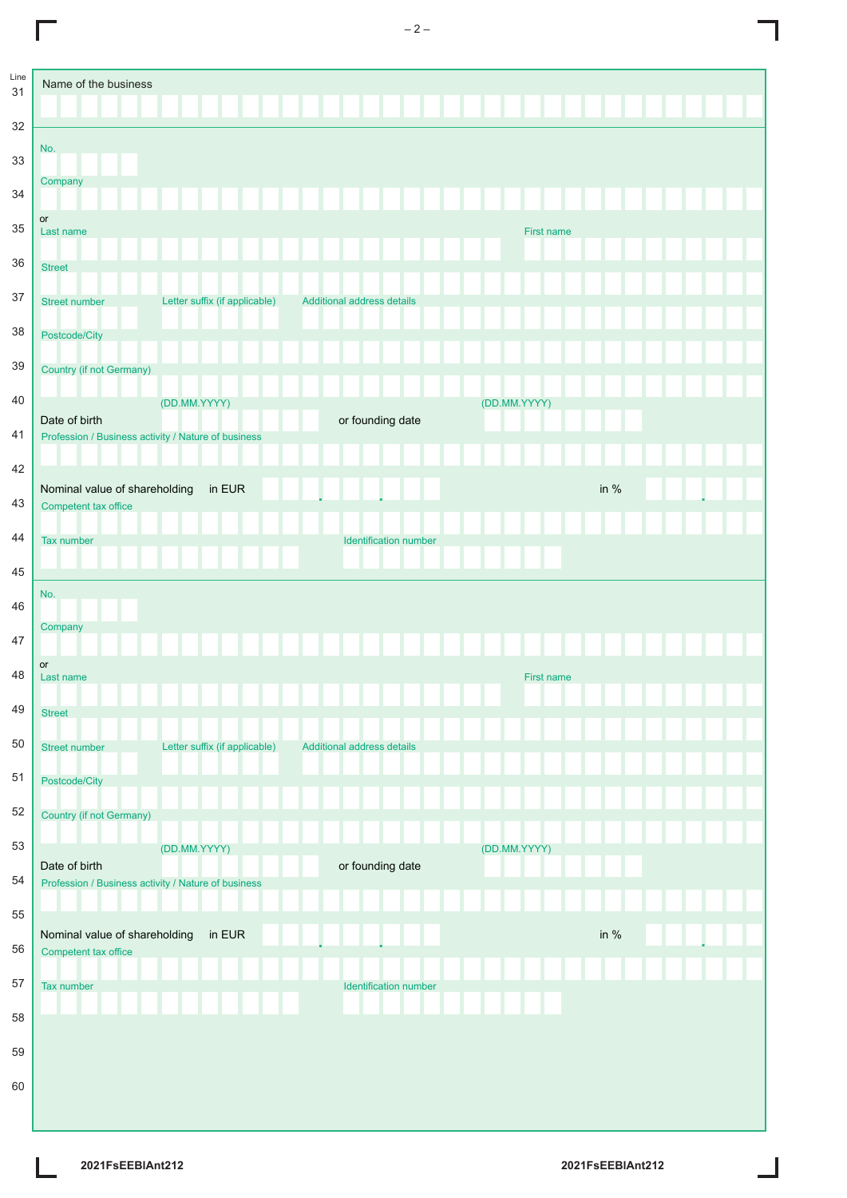Line

31 Name of the business

32

33 No.

34 Company

35 or
Last name | First name

36 Street

37 Street number | Letter suffix (if applicable) | Additional address details

38 Postcode/City

39 Country (if not Germany)

40 Date of birth (DD.MM.YYYY) | or founding date (DD.MM.YYYY)

41 Profession / Business activity / Nature of business

42 Nominal value of shareholding in EUR . . | in % .

43 Competent tax office

44 Tax number | Identification number

45

46 No.

47 Company

48 or
Last name | First name

49 Street

50 Street number | Letter suffix (if applicable) | Additional address details

51 Postcode/City

52 Country (if not Germany)

53 Date of birth (DD.MM.YYYY) | or founding date (DD.MM.YYYY)

54 Profession / Business activity / Nature of business

55 Nominal value of shareholding in EUR . . | in % .

56 Competent tax office

57 Tax number | Identification number

58

59

60

2021FsEEBIAnt212